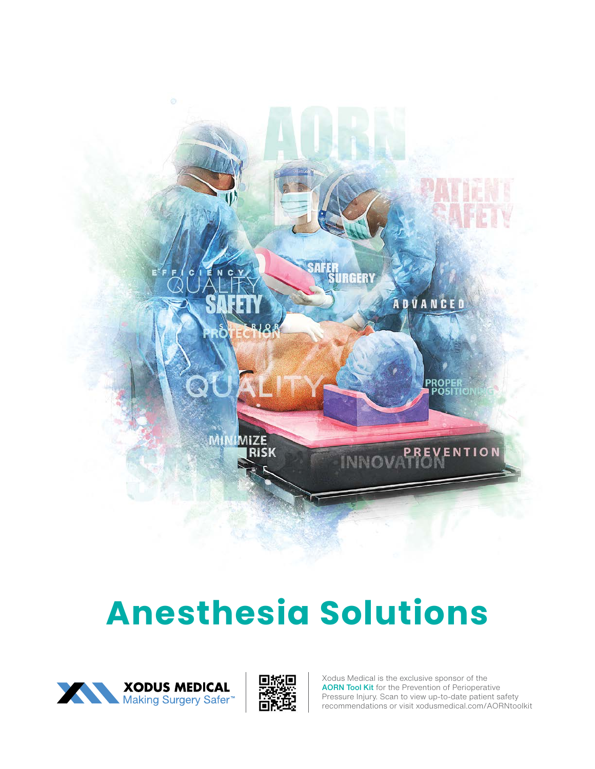# Anesthesia Solutions

**XODUS MEDICAL**
Making Surgery Safer™

Xodus Medical is the exclusive sponsor of the **AORN Tool Kit** for the Prevention of Perioperative Pressure Injury. Scan to view up-to-date patient safety recommendations or visit xodusmedical.com/AORNtoolkit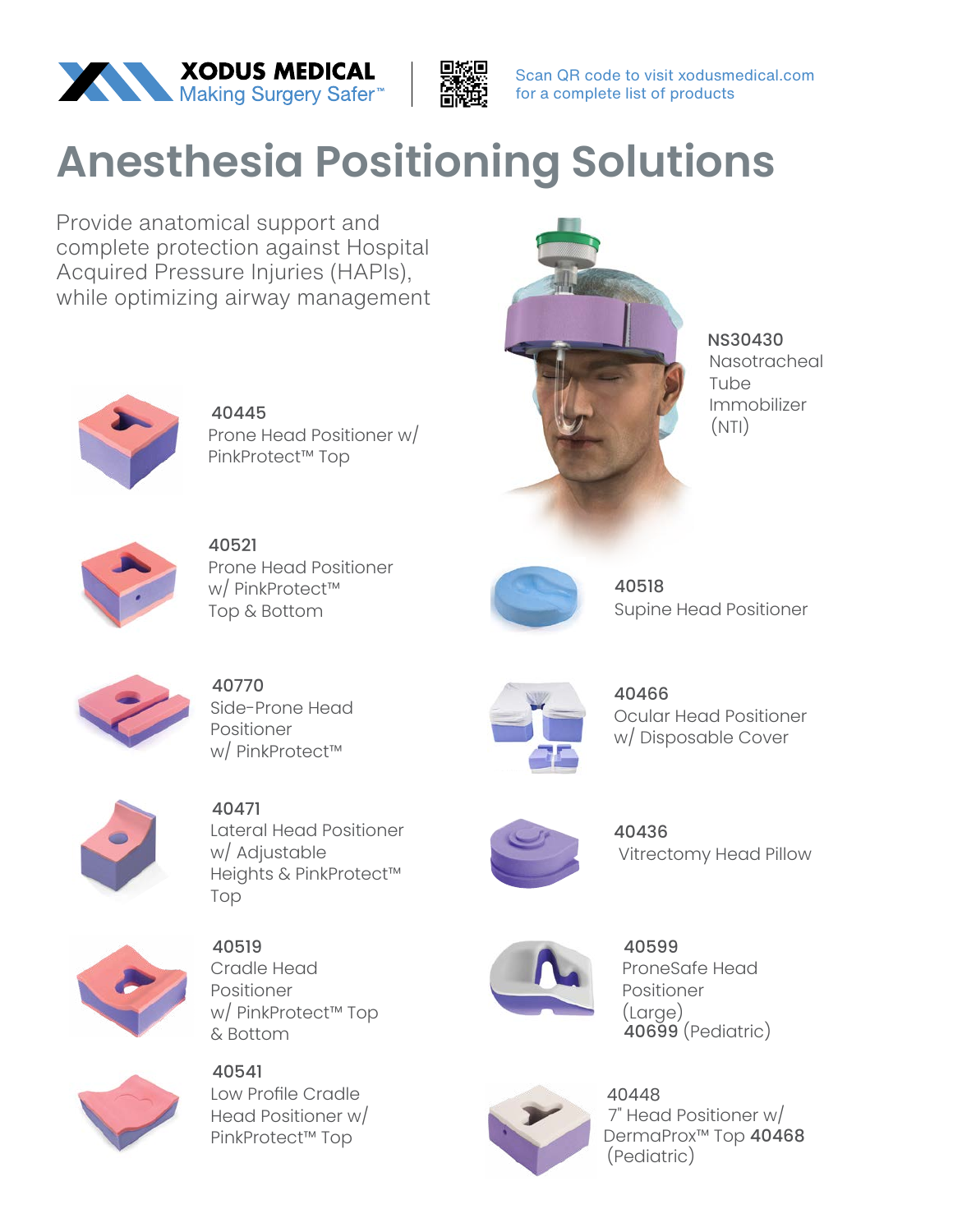XODUS MEDICAL
Making Surgery Safer™

Scan QR code to visit xodusmedical.com for a complete list of products

# Anesthesia Positioning Solutions

Provide anatomical support and complete protection against Hospital Acquired Pressure Injuries (HAPIs), while optimizing airway management

**40445**
Prone Head Positioner w/ PinkProtect™ Top

**40521**
Prone Head Positioner w/ PinkProtect™ Top & Bottom

**40770**
Side-Prone Head Positioner w/ PinkProtect™

**40471**
Lateral Head Positioner w/ Adjustable Heights & PinkProtect™ Top

**40519**
Cradle Head Positioner w/ PinkProtect™ Top & Bottom

**40541**
Low Profile Cradle Head Positioner w/ PinkProtect™ Top

**NS30430**
Nasotracheal Tube Immobilizer (NTI)

**40518**
Supine Head Positioner

**40466**
Ocular Head Positioner w/ Disposable Cover

**40436**
Vitrectomy Head Pillow

**40599**
ProneSafe Head Positioner (Large)
**40699** (Pediatric)

**40448**
7" Head Positioner w/ DermaProx™ Top **40468** (Pediatric)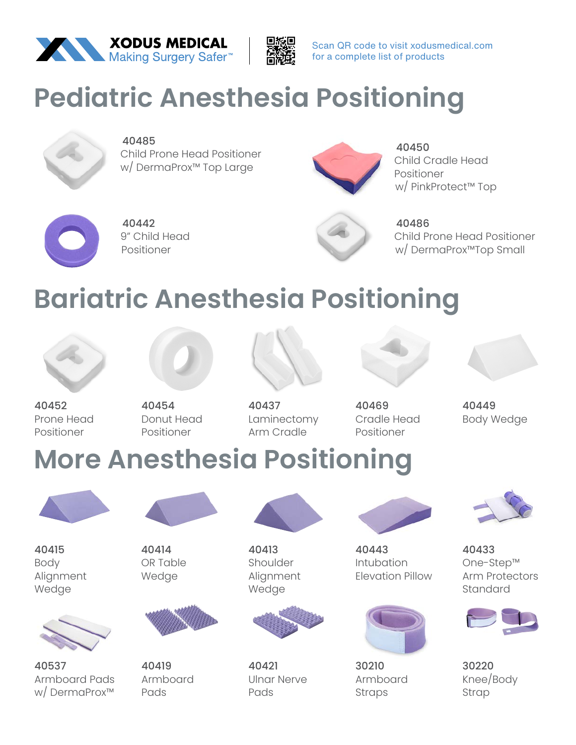XODUS MEDICAL
Making Surgery Safer™

Scan QR code to visit xodusmedical.com for a complete list of products

# Pediatric Anesthesia Positioning

40485
Child Prone Head Positioner w/ DermaProx™ Top Large

40450
Child Cradle Head Positioner w/ PinkProtect™ Top

40442
9" Child Head Positioner

40486
Child Prone Head Positioner w/ DermaProx™Top Small

# Bariatric Anesthesia Positioning

40452
Prone Head Positioner

40454
Donut Head Positioner

40437
Laminectomy Arm Cradle

40469
Cradle Head Positioner

40449
Body Wedge

# More Anesthesia Positioning

40415
Body Alignment Wedge

40414
OR Table Wedge

40413
Shoulder Alignment Wedge

40443
Intubation Elevation Pillow

40433
One-Step™ Arm Protectors Standard

40537
Armboard Pads w/ DermaProx™

40419
Armboard Pads

40421
Ulnar Nerve Pads

30210
Armboard Straps

30220
Knee/Body Strap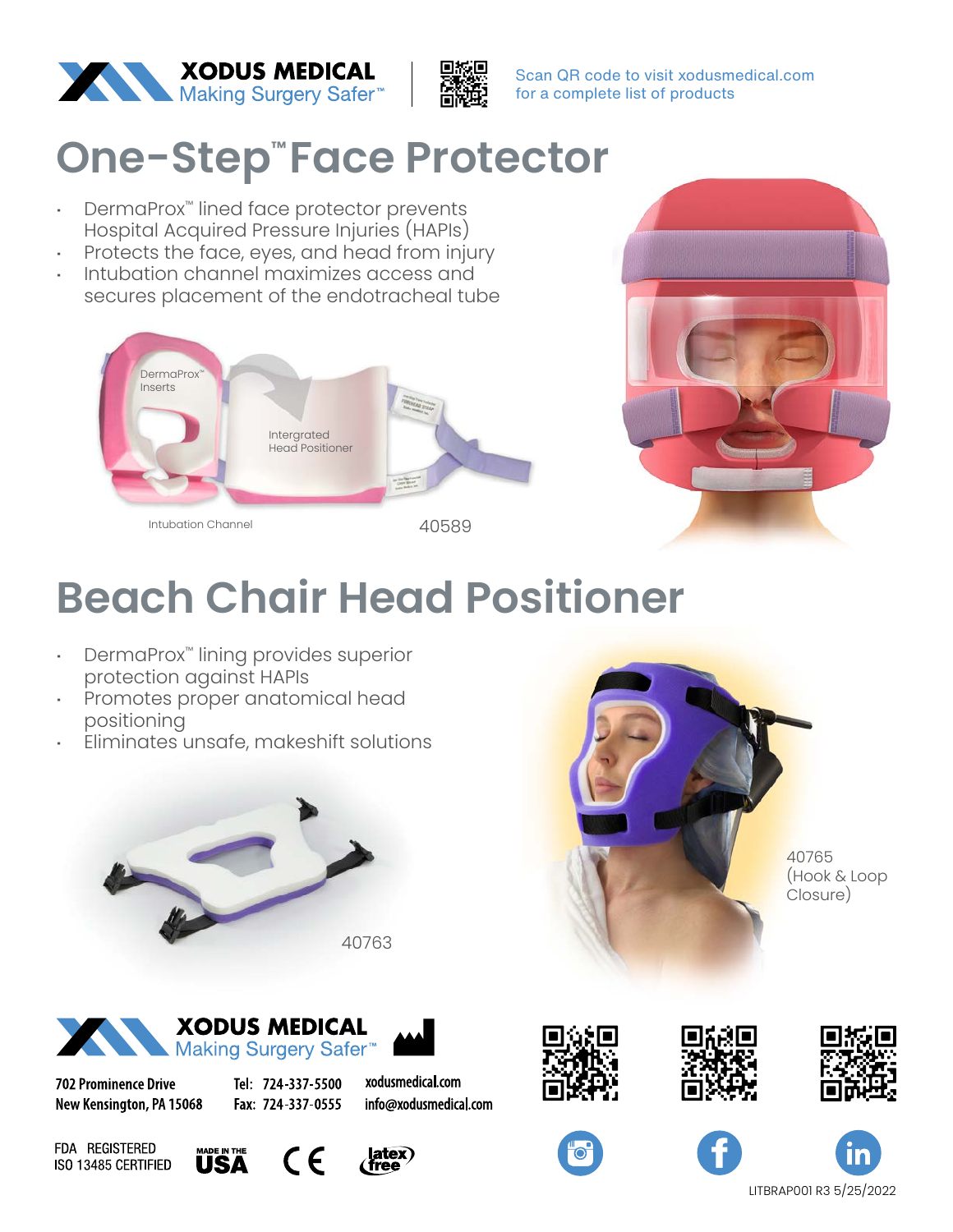XODUS MEDICAL
Making Surgery Safer™

Scan QR code to visit xodusmedical.com for a complete list of products

# One-Step™ Face Protector

- DermaProx™ lined face protector prevents Hospital Acquired Pressure Injuries (HAPIs)
- Protects the face, eyes, and head from injury
- Intubation channel maximizes access and secures placement of the endotracheal tube

DermaProx™ Inserts

Intergrated Head Positioner

Intubation Channel

40589

# Beach Chair Head Positioner

- DermaProx™ lining provides superior protection against HAPIs
- Promotes proper anatomical head positioning
- Eliminates unsafe, makeshift solutions

40763

40765 (Hook & Loop Closure)

XODUS MEDICAL
Making Surgery Safer™

702 Prominence Drive
New Kensington, PA 15068

Tel: 724-337-5500
Fax: 724-337-0555

xodusmedical.com
info@xodusmedical.com

FDA REGISTERED
ISO 13485 CERTIFIED

MADE IN THE USA

CE

latex free

LITBRAP001 R3 5/25/2022